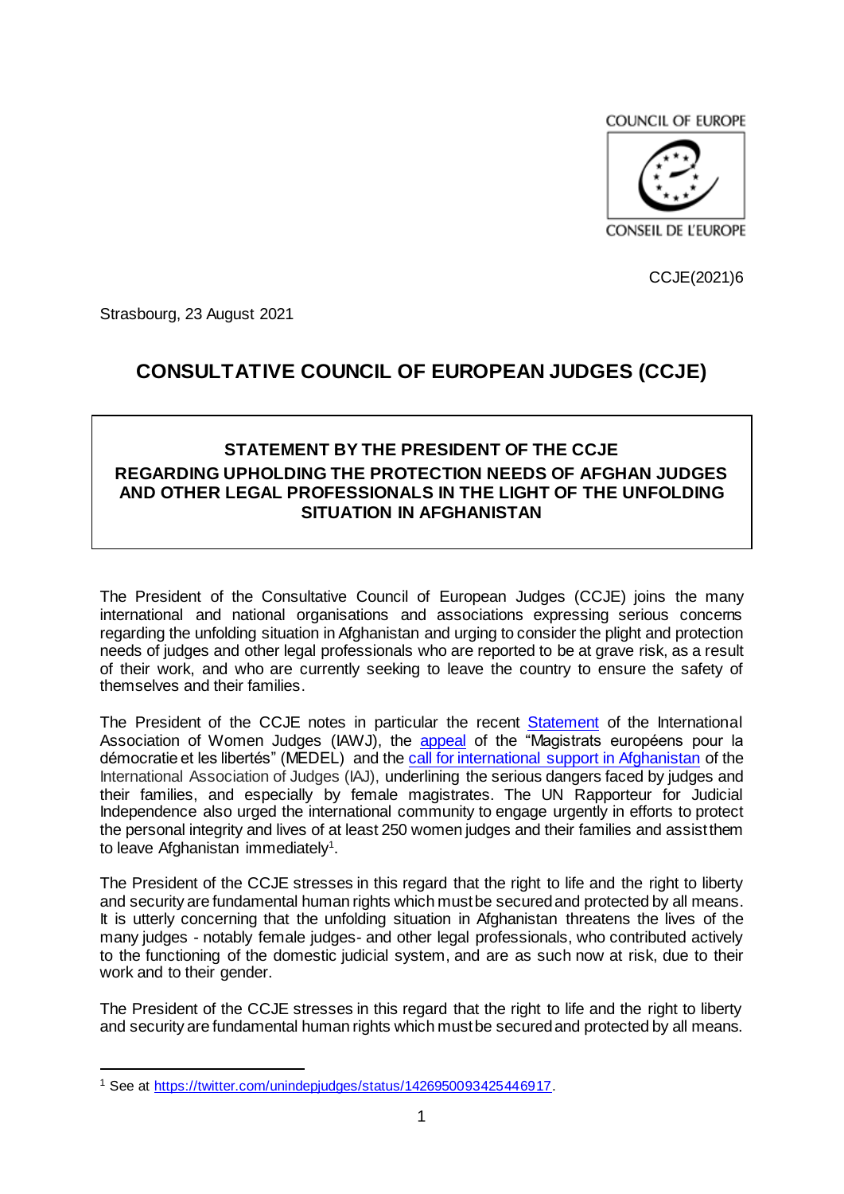COUNCIL OF EUROPE

CONSEIL DE L'EUROPE

CCJE(2021)6

Strasbourg, 23 August 2021

# CONSULTATIVE COUNCIL OF EUROPEAN JUDGES (CCJE)

## STATEMENT BY THE PRESIDENT OF THE CCJE REGARDING UPHOLDING THE PROTECTION NEEDS OF AFGHAN JUDGES AND OTHER LEGAL PROFESSIONALS IN THE LIGHT OF THE UNFOLDING SITUATION IN AFGHANISTAN

The President of the Consultative Council of European Judges (CCJE) joins the many international and national organisations and associations expressing serious concerns regarding the unfolding situation in Afghanistan and urging to consider the plight and protection needs of judges and other legal professionals who are reported to be at grave risk, as a result of their work, and who are currently seeking to leave the country to ensure the safety of themselves and their families.

The President of the CCJE notes in particular the recent Statement of the International Association of Women Judges (IAWJ), the appeal of the "Magistrats européens pour la démocratie et les libertés" (MEDEL) and the call for international support in Afghanistan of the International Association of Judges (IAJ), underlining the serious dangers faced by judges and their families, and especially by female magistrates. The UN Rapporteur for Judicial Independence also urged the international community to engage urgently in efforts to protect the personal integrity and lives of at least 250 women judges and their families and assist them to leave Afghanistan immediately[1].

The President of the CCJE stresses in this regard that the right to life and the right to liberty and security are fundamental human rights which must be secured and protected by all means. It is utterly concerning that the unfolding situation in Afghanistan threatens the lives of the many judges - notably female judges- and other legal professionals, who contributed actively to the functioning of the domestic judicial system, and are as such now at risk, due to their work and to their gender.

The President of the CCJE stresses in this regard that the right to life and the right to liberty and security are fundamental human rights which must be secured and protected by all means.

[1] See at https://twitter.com/unindepjudges/status/1426950093425446917.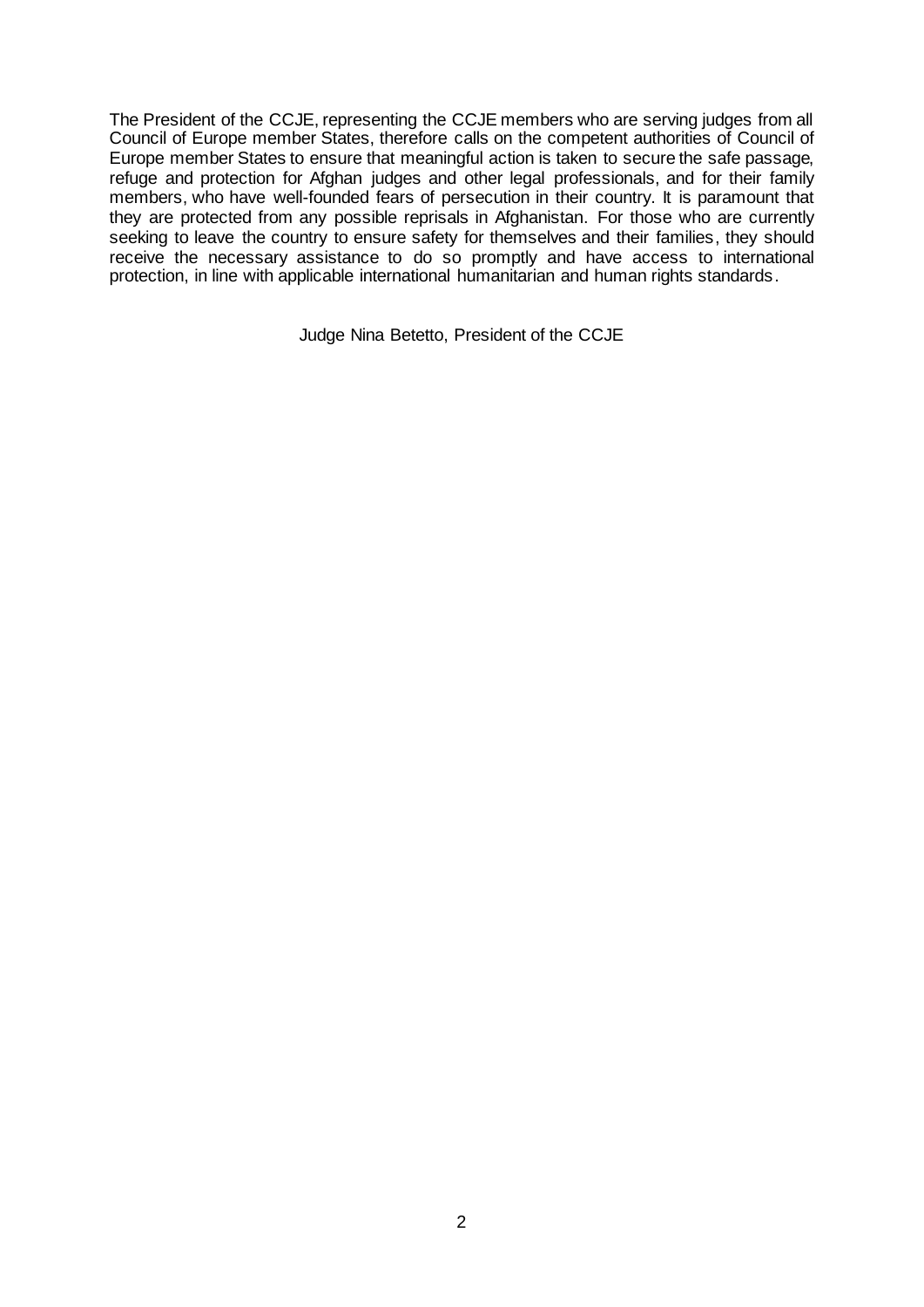The President of the CCJE, representing the CCJE members who are serving judges from all Council of Europe member States, therefore calls on the competent authorities of Council of Europe member States to ensure that meaningful action is taken to secure the safe passage, refuge and protection for Afghan judges and other legal professionals, and for their family members, who have well-founded fears of persecution in their country. It is paramount that they are protected from any possible reprisals in Afghanistan. For those who are currently seeking to leave the country to ensure safety for themselves and their families, they should receive the necessary assistance to do so promptly and have access to international protection, in line with applicable international humanitarian and human rights standards.

Judge Nina Betetto, President of the CCJE